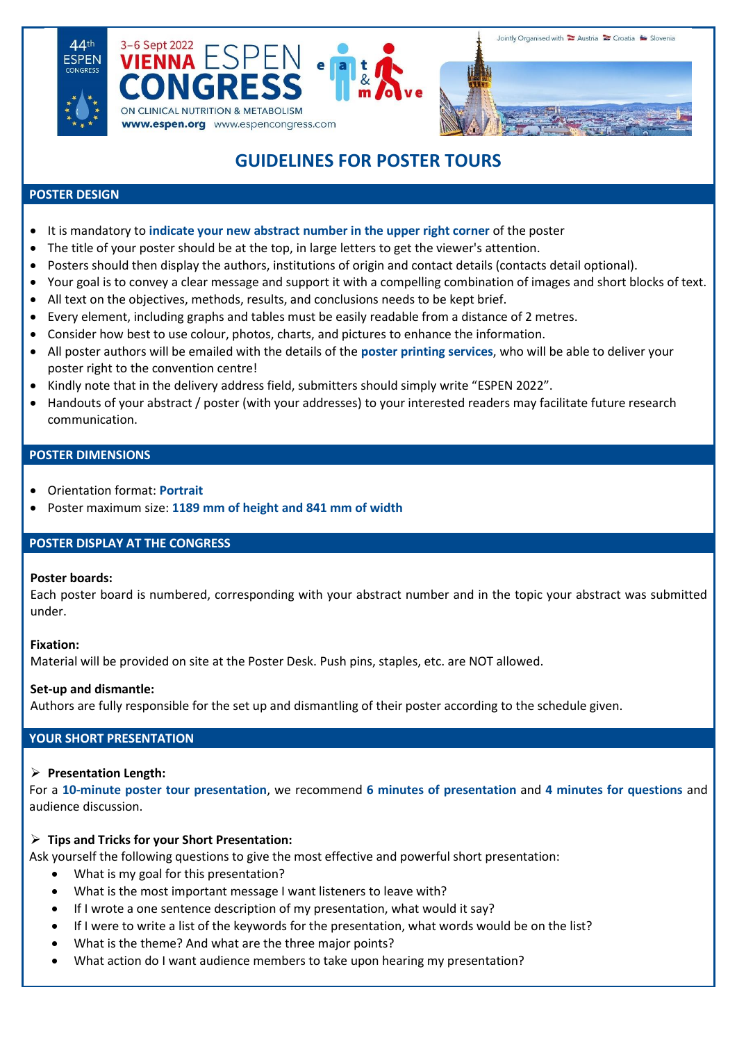44th ESPEN CONGRESS

3–6 Sept 2022 VIENNA ESPEN CONGRESS ON CLINICAL NUTRITION & METABOLISM

www.espen.org www.espencongress.com

eat & move

Jointly Organised with Austria Croatia Slovenia

# GUIDELINES FOR POSTER TOURS

## POSTER DESIGN

- It is mandatory to **indicate your new abstract number in the upper right corner** of the poster
- The title of your poster should be at the top, in large letters to get the viewer's attention.
- Posters should then display the authors, institutions of origin and contact details (contacts detail optional).
- Your goal is to convey a clear message and support it with a compelling combination of images and short blocks of text.
- All text on the objectives, methods, results, and conclusions needs to be kept brief.
- Every element, including graphs and tables must be easily readable from a distance of 2 metres.
- Consider how best to use colour, photos, charts, and pictures to enhance the information.
- All poster authors will be emailed with the details of the **poster printing services**, who will be able to deliver your poster right to the convention centre!
- Kindly note that in the delivery address field, submitters should simply write "ESPEN 2022".
- Handouts of your abstract / poster (with your addresses) to your interested readers may facilitate future research communication.

## POSTER DIMENSIONS

- Orientation format: **Portrait**
- Poster maximum size: **1189 mm of height and 841 mm of width**

## POSTER DISPLAY AT THE CONGRESS

**Poster boards:**

Each poster board is numbered, corresponding with your abstract number and in the topic your abstract was submitted under.

**Fixation:**

Material will be provided on site at the Poster Desk. Push pins, staples, etc. are NOT allowed.

**Set-up and dismantle:**

Authors are fully responsible for the set up and dismantling of their poster according to the schedule given.

## YOUR SHORT PRESENTATION

➢ **Presentation Length:**

For a **10-minute poster tour presentation**, we recommend **6 minutes of presentation** and **4 minutes for questions** and audience discussion.

➢ **Tips and Tricks for your Short Presentation:**

Ask yourself the following questions to give the most effective and powerful short presentation:

- What is my goal for this presentation?
- What is the most important message I want listeners to leave with?
- If I wrote a one sentence description of my presentation, what would it say?
- If I were to write a list of the keywords for the presentation, what words would be on the list?
- What is the theme? And what are the three major points?
- What action do I want audience members to take upon hearing my presentation?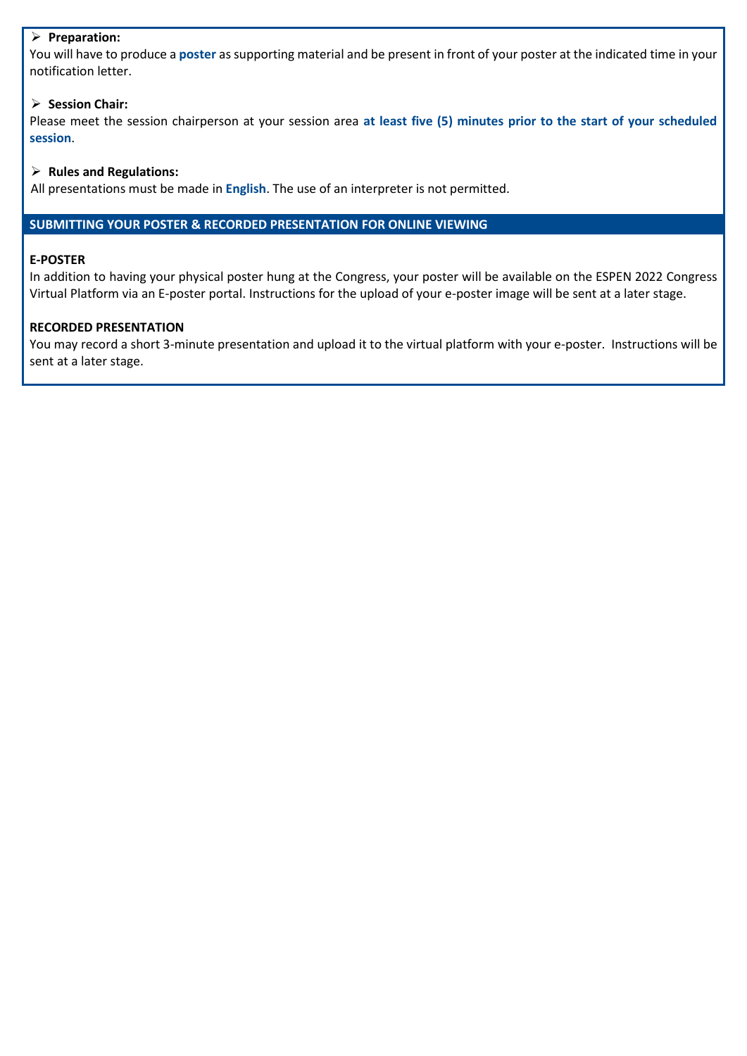- **Preparation:**

You will have to produce a **poster** as supporting material and be present in front of your poster at the indicated time in your notification letter.

- **Session Chair:**

Please meet the session chairperson at your session area **at least five (5) minutes prior to the start of your scheduled session**.

- **Rules and Regulations:**

All presentations must be made in **English**. The use of an interpreter is not permitted.

## SUBMITTING YOUR POSTER & RECORDED PRESENTATION FOR ONLINE VIEWING

**E-POSTER**

In addition to having your physical poster hung at the Congress, your poster will be available on the ESPEN 2022 Congress Virtual Platform via an E-poster portal. Instructions for the upload of your e-poster image will be sent at a later stage.

**RECORDED PRESENTATION**

You may record a short 3-minute presentation and upload it to the virtual platform with your e-poster. Instructions will be sent at a later stage.